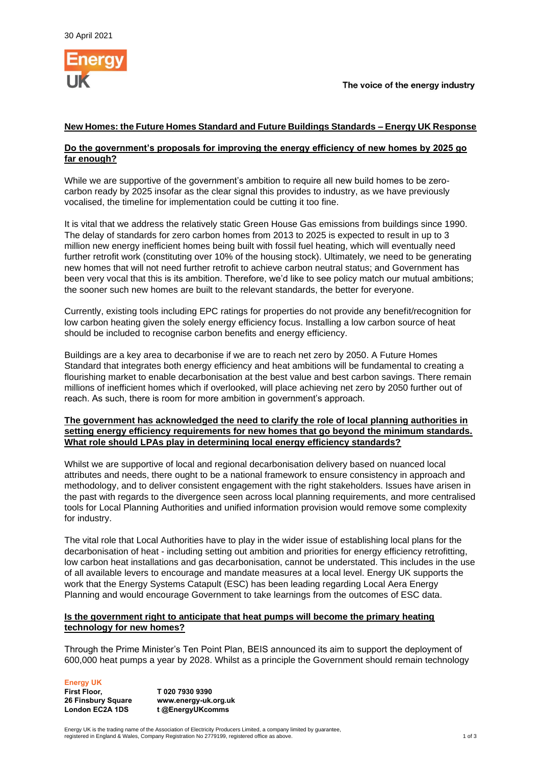30 April 2021

Energy UK

The voice of the energy industry

**New Homes: the Future Homes Standard and Future Buildings Standards – Energy UK Response**

## Do the government's proposals for improving the energy efficiency of new homes by 2025 go far enough?

While we are supportive of the government's ambition to require all new build homes to be zero-carbon ready by 2025 insofar as the clear signal this provides to industry, as we have previously vocalised, the timeline for implementation could be cutting it too fine.

It is vital that we address the relatively static Green House Gas emissions from buildings since 1990. The delay of standards for zero carbon homes from 2013 to 2025 is expected to result in up to 3 million new energy inefficient homes being built with fossil fuel heating, which will eventually need further retrofit work (constituting over 10% of the housing stock). Ultimately, we need to be generating new homes that will not need further retrofit to achieve carbon neutral status; and Government has been very vocal that this is its ambition. Therefore, we'd like to see policy match our mutual ambitions; the sooner such new homes are built to the relevant standards, the better for everyone.

Currently, existing tools including EPC ratings for properties do not provide any benefit/recognition for low carbon heating given the solely energy efficiency focus. Installing a low carbon source of heat should be included to recognise carbon benefits and energy efficiency.

Buildings are a key area to decarbonise if we are to reach net zero by 2050. A Future Homes Standard that integrates both energy efficiency and heat ambitions will be fundamental to creating a flourishing market to enable decarbonisation at the best value and best carbon savings. There remain millions of inefficient homes which if overlooked, will place achieving net zero by 2050 further out of reach. As such, there is room for more ambition in government's approach.

## The government has acknowledged the need to clarify the role of local planning authorities in setting energy efficiency requirements for new homes that go beyond the minimum standards. What role should LPAs play in determining local energy efficiency standards?

Whilst we are supportive of local and regional decarbonisation delivery based on nuanced local attributes and needs, there ought to be a national framework to ensure consistency in approach and methodology, and to deliver consistent engagement with the right stakeholders. Issues have arisen in the past with regards to the divergence seen across local planning requirements, and more centralised tools for Local Planning Authorities and unified information provision would remove some complexity for industry.

The vital role that Local Authorities have to play in the wider issue of establishing local plans for the decarbonisation of heat - including setting out ambition and priorities for energy efficiency retrofitting, low carbon heat installations and gas decarbonisation, cannot be understated. This includes in the use of all available levers to encourage and mandate measures at a local level. Energy UK supports the work that the Energy Systems Catapult (ESC) has been leading regarding Local Aera Energy Planning and would encourage Government to take learnings from the outcomes of ESC data.

## Is the government right to anticipate that heat pumps will become the primary heating technology for new homes?

Through the Prime Minister's Ten Point Plan, BEIS announced its aim to support the deployment of 600,000 heat pumps a year by 2028. Whilst as a principle the Government should remain technology

**Energy UK**
**First Floor,**
**26 Finsbury Square**
**London EC2A 1DS**

**T 020 7930 9390**
**www.energy-uk.org.uk**
**t @EnergyUKcomms**

Energy UK is the trading name of the Association of Electricity Producers Limited, a company limited by guarantee, registered in England & Wales, Company Registration No 2779199, registered office as above.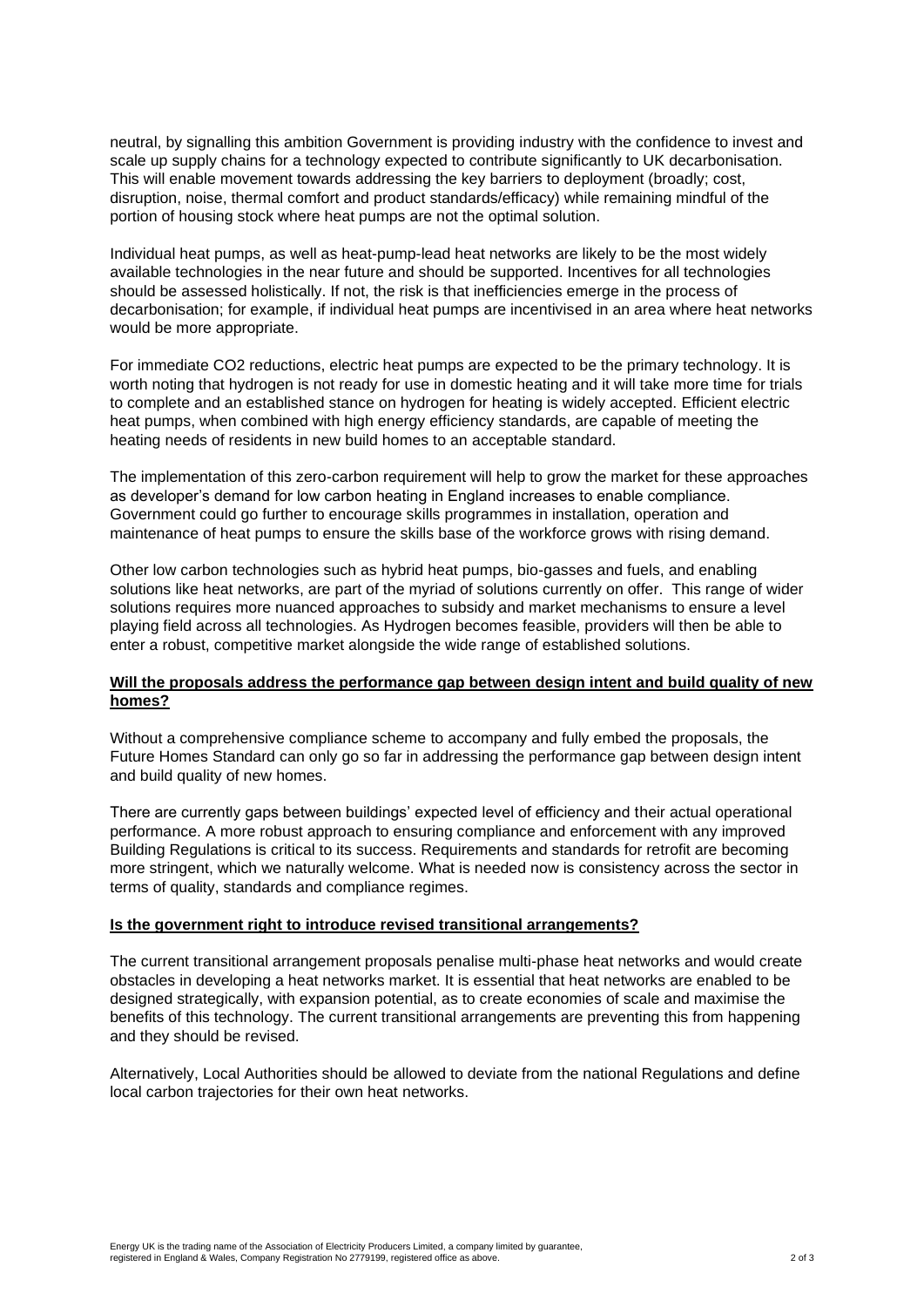neutral, by signalling this ambition Government is providing industry with the confidence to invest and scale up supply chains for a technology expected to contribute significantly to UK decarbonisation. This will enable movement towards addressing the key barriers to deployment (broadly; cost, disruption, noise, thermal comfort and product standards/efficacy) while remaining mindful of the portion of housing stock where heat pumps are not the optimal solution.

Individual heat pumps, as well as heat-pump-lead heat networks are likely to be the most widely available technologies in the near future and should be supported. Incentives for all technologies should be assessed holistically. If not, the risk is that inefficiencies emerge in the process of decarbonisation; for example, if individual heat pumps are incentivised in an area where heat networks would be more appropriate.

For immediate $CO_2$ reductions, electric heat pumps are expected to be the primary technology. It is worth noting that hydrogen is not ready for use in domestic heating and it will take more time for trials to complete and an established stance on hydrogen for heating is widely accepted. Efficient electric heat pumps, when combined with high energy efficiency standards, are capable of meeting the heating needs of residents in new build homes to an acceptable standard.

The implementation of this zero-carbon requirement will help to grow the market for these approaches as developer's demand for low carbon heating in England increases to enable compliance. Government could go further to encourage skills programmes in installation, operation and maintenance of heat pumps to ensure the skills base of the workforce grows with rising demand.

Other low carbon technologies such as hybrid heat pumps, bio-gasses and fuels, and enabling solutions like heat networks, are part of the myriad of solutions currently on offer. This range of wider solutions requires more nuanced approaches to subsidy and market mechanisms to ensure a level playing field across all technologies. As Hydrogen becomes feasible, providers will then be able to enter a robust, competitive market alongside the wide range of established solutions.

**Will the proposals address the performance gap between design intent and build quality of new homes?**

Without a comprehensive compliance scheme to accompany and fully embed the proposals, the Future Homes Standard can only go so far in addressing the performance gap between design intent and build quality of new homes.

There are currently gaps between buildings' expected level of efficiency and their actual operational performance. A more robust approach to ensuring compliance and enforcement with any improved Building Regulations is critical to its success. Requirements and standards for retrofit are becoming more stringent, which we naturally welcome. What is needed now is consistency across the sector in terms of quality, standards and compliance regimes.

**Is the government right to introduce revised transitional arrangements?**

The current transitional arrangement proposals penalise multi-phase heat networks and would create obstacles in developing a heat networks market. It is essential that heat networks are enabled to be designed strategically, with expansion potential, as to create economies of scale and maximise the benefits of this technology. The current transitional arrangements are preventing this from happening and they should be revised.

Alternatively, Local Authorities should be allowed to deviate from the national Regulations and define local carbon trajectories for their own heat networks.

Energy UK is the trading name of the Association of Electricity Producers Limited, a company limited by guarantee, registered in England & Wales, Company Registration No 2779199, registered office as above.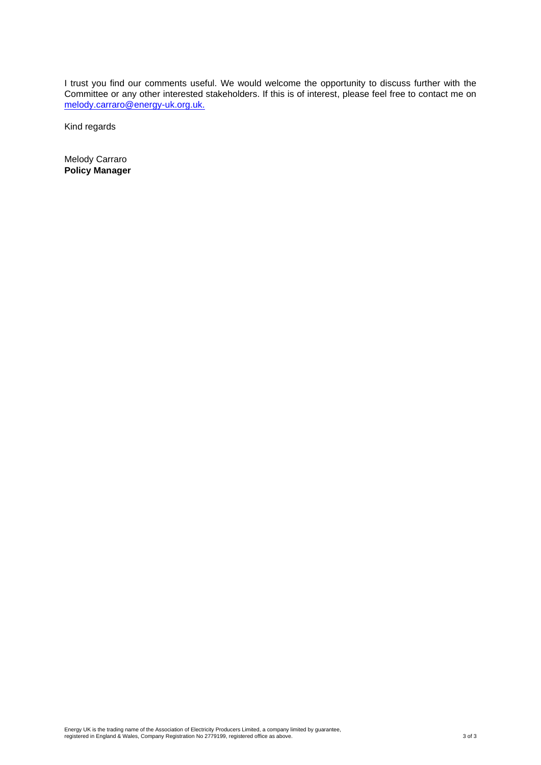I trust you find our comments useful. We would welcome the opportunity to discuss further with the Committee or any other interested stakeholders. If this is of interest, please feel free to contact me on melody.carraro@energy-uk.org.uk.

Kind regards

Melody Carraro
**Policy Manager**

Energy UK is the trading name of the Association of Electricity Producers Limited, a company limited by guarantee, registered in England & Wales, Company Registration No 2779199, registered office as above.